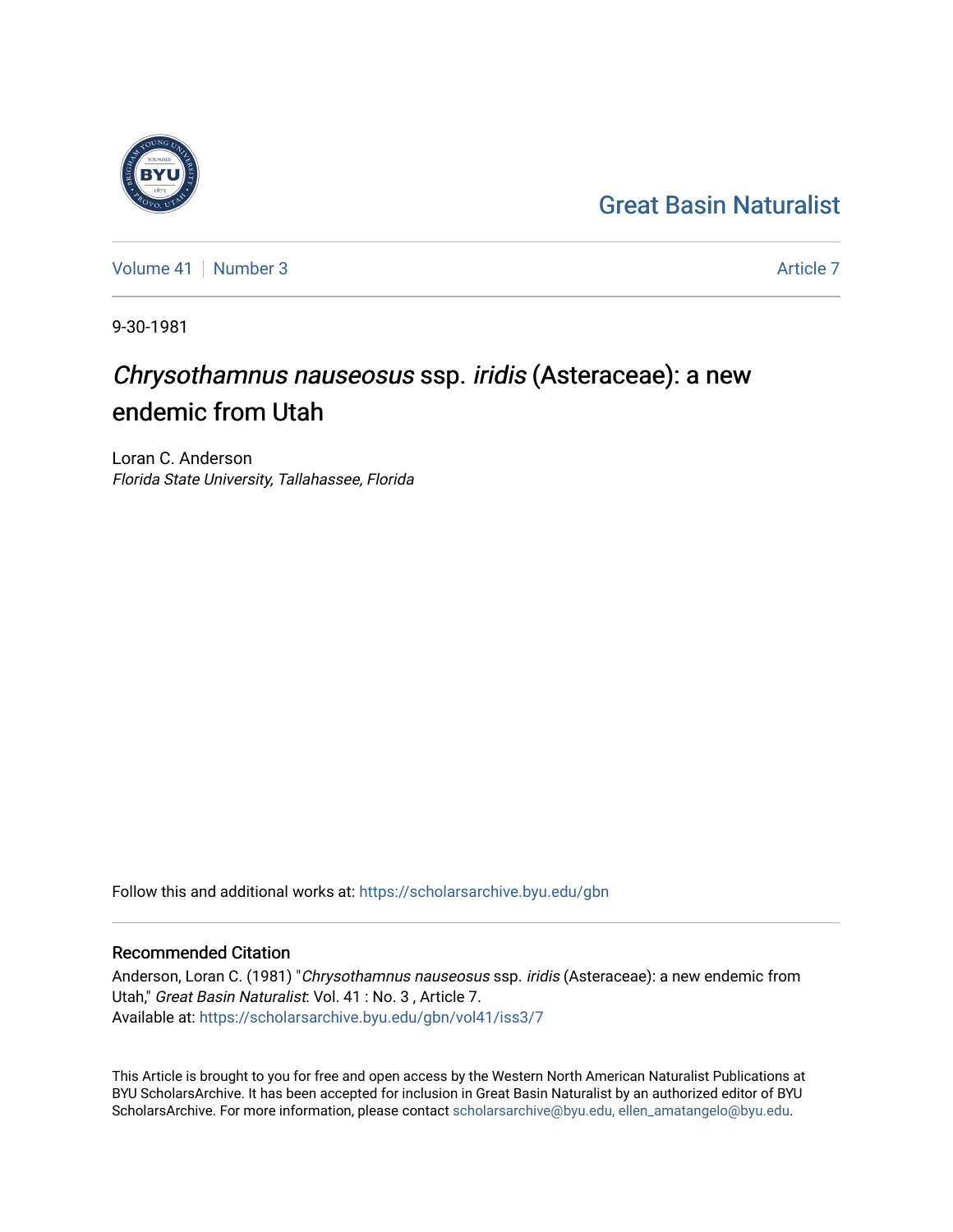Great Basin Naturalist

Volume 41 | Number 3 Article 7

9-30-1981

# *Chrysothamnus nauseosus* ssp. *iridis* (Asteraceae): a new endemic from Utah

Loran C. Anderson
*Florida State University, Tallahassee, Florida*

Follow this and additional works at: https://scholarsarchive.byu.edu/gbn

## Recommended Citation

Anderson, Loran C. (1981) "*Chrysothamnus nauseosus* ssp. *iridis* (Asteraceae): a new endemic from Utah," *Great Basin Naturalist*: Vol. 41 : No. 3 , Article 7.
Available at: https://scholarsarchive.byu.edu/gbn/vol41/iss3/7

This Article is brought to you for free and open access by the Western North American Naturalist Publications at BYU ScholarsArchive. It has been accepted for inclusion in Great Basin Naturalist by an authorized editor of BYU ScholarsArchive. For more information, please contact scholarsarchive@byu.edu, ellen_amatangelo@byu.edu.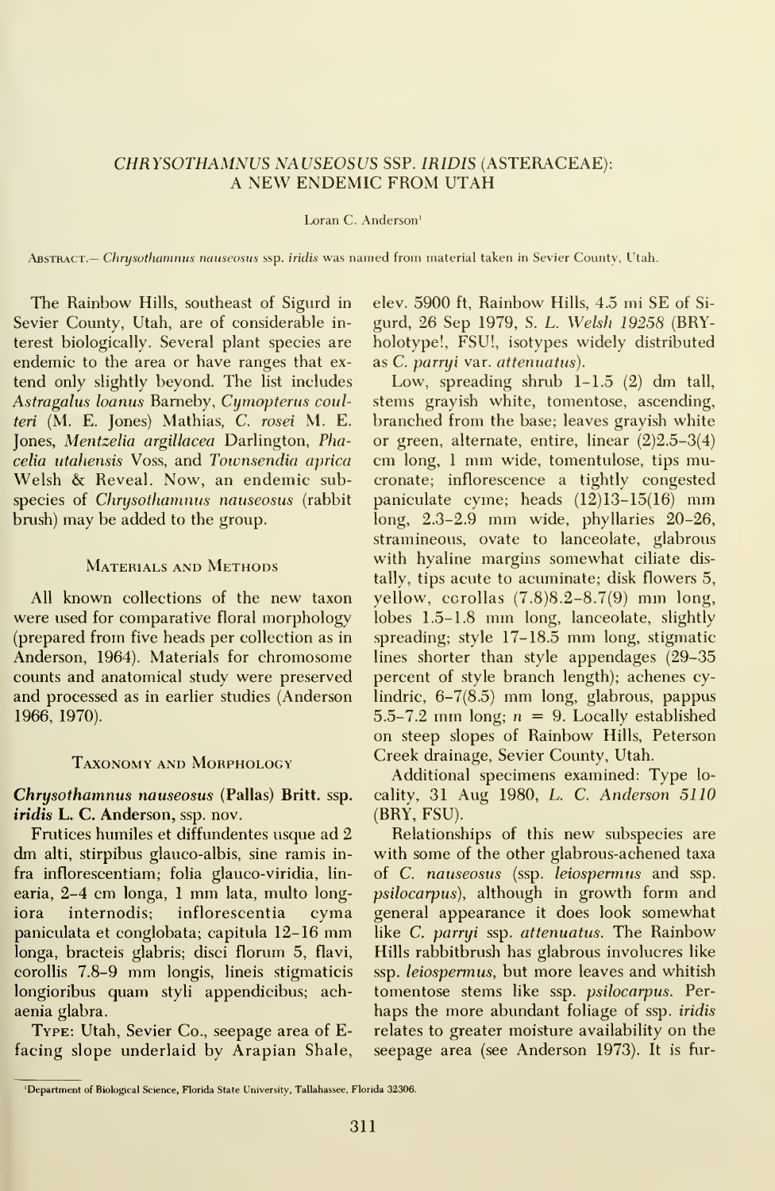# *CHRYSOTHAMNUS NAUSEOSUS* SSP. *IRIDIS* (ASTERACEAE): A NEW ENDEMIC FROM UTAH

Loran C. Anderson[1]

ABSTRACT.— *Chrysothamnus nauseosus* ssp. *iridis* was named from material taken in Sevier County, Utah.

The Rainbow Hills, southeast of Sigurd in Sevier County, Utah, are of considerable interest biologically. Several plant species are endemic to the area or have ranges that extend only slightly beyond. The list includes *Astragalus loanus* Barneby, *Cymopterus coulteri* (M. E. Jones) Mathias, *C. rosei* M. E. Jones, *Mentzelia argillacea* Darlington, *Phacelia utahensis* Voss, and *Townsendia aprica* Welsh & Reveal. Now, an endemic subspecies of *Chrysothamnus nauseosus* (rabbit brush) may be added to the group.

## Materials and Methods

All known collections of the new taxon were used for comparative floral morphology (prepared from five heads per collection as in Anderson, 1964). Materials for chromosome counts and anatomical study were preserved and processed as in earlier studies (Anderson 1966, 1970).

## Taxonomy and Morphology

***Chrysothamnus nauseosus*** **(Pallas) Britt. ssp. *iridis*** **L. C. Anderson, ssp. nov.**

Frutices humiles et diffundentes usque ad 2 dm alti, stirpibus glauco-albis, sine ramis infra inflorescentiam; folia glauco-viridia, linearia, 2–4 cm longa, 1 mm lata, multo longiora internodis; inflorescentia cyma paniculata et conglobata; capitula 12–16 mm longa, bracteis glabris; disci florum 5, flavi, corollis 7.8–9 mm longis, lineis stigmaticis longioribus quam styli appendicibus; achaenia glabra.

TYPE: Utah, Sevier Co., seepage area of E-facing slope underlaid by Arapian Shale, elev. 5900 ft, Rainbow Hills, 4.5 mi SE of Sigurd, 26 Sep 1979, *S. L. Welsh 19258* (BRY-holotype!, FSU!, isotypes widely distributed as *C. parryi* var. *attenuatus*).

Low, spreading shrub 1–1.5 (2) dm tall, stems grayish white, tomentose, ascending, branched from the base; leaves grayish white or green, alternate, entire, linear (2)2.5–3(4) cm long, 1 mm wide, tomentulose, tips mucronate; inflorescence a tightly congested paniculate cyme; heads (12)13–15(16) mm long, 2.3–2.9 mm wide, phyllaries 20–26, stramineous, ovate to lanceolate, glabrous with hyaline margins somewhat ciliate distally, tips acute to acuminate; disk flowers 5, yellow, corollas (7.8)8.2–8.7(9) mm long, lobes 1.5–1.8 mm long, lanceolate, slightly spreading; style 17–18.5 mm long, stigmatic lines shorter than style appendages (29–35 percent of style branch length); achenes cylindric, 6–7(8.5) mm long, glabrous, pappus 5.5–7.2 mm long; $n = 9$. Locally established on steep slopes of Rainbow Hills, Peterson Creek drainage, Sevier County, Utah.

Additional specimens examined: Type locality, 31 Aug 1980, *L. C. Anderson 5110* (BRY, FSU).

Relationships of this new subspecies are with some of the other glabrous-achened taxa of *C. nauseosus* (ssp. *leiospermus* and ssp. *psilocarpus*), although in growth form and general appearance it does look somewhat like *C. parryi* ssp. *attenuatus*. The Rainbow Hills rabbitbrush has glabrous involucres like ssp. *leiospermus*, but more leaves and whitish tomentose stems like ssp. *psilocarpus*. Perhaps the more abundant foliage of ssp. *iridis* relates to greater moisture availability on the seepage area (see Anderson 1973). It is fur-

[1] Department of Biological Science, Florida State University, Tallahassee, Florida 32306.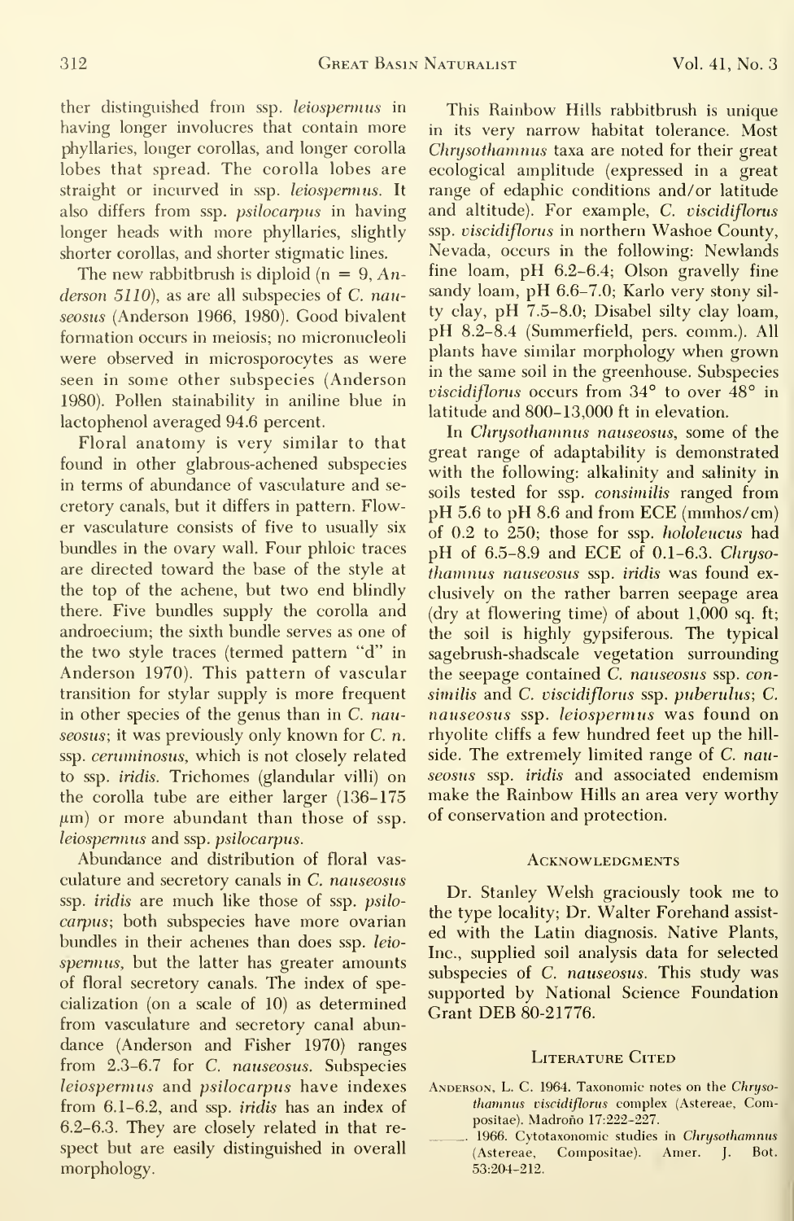ther distinguished from ssp. *leiospermus* in having longer involucres that contain more phyllaries, longer corollas, and longer corolla lobes that spread. The corolla lobes are straight or incurved in ssp. *leiospermus*. It also differs from ssp. *psilocarpus* in having longer heads with more phyllaries, slightly shorter corollas, and shorter stigmatic lines.

The new rabbitbrush is diploid (n = 9, *Anderson 5110*), as are all subspecies of *C. nauseosus* (Anderson 1966, 1980). Good bivalent formation occurs in meiosis; no micronucleoli were observed in microsporocytes as were seen in some other subspecies (Anderson 1980). Pollen stainability in aniline blue in lactophenol averaged 94.6 percent.

Floral anatomy is very similar to that found in other glabrous-achened subspecies in terms of abundance of vasculature and secretory canals, but it differs in pattern. Flower vasculature consists of five to usually six bundles in the ovary wall. Four phloic traces are directed toward the base of the style at the top of the achene, but two end blindly there. Five bundles supply the corolla and androecium; the sixth bundle serves as one of the two style traces (termed pattern "d" in Anderson 1970). This pattern of vascular transition for stylar supply is more frequent in other species of the genus than in *C. nauseosus*; it was previously only known for *C. n.* ssp. *ceruminosus*, which is not closely related to ssp. *iridis*. Trichomes (glandular villi) on the corolla tube are either larger (136–175 μm) or more abundant than those of ssp. *leiospermus* and ssp. *psilocarpus*.

Abundance and distribution of floral vasculature and secretory canals in *C. nauseosus* ssp. *iridis* are much like those of ssp. *psilocarpus*; both subspecies have more ovarian bundles in their achenes than does ssp. *leiospermus*, but the latter has greater amounts of floral secretory canals. The index of specialization (on a scale of 10) as determined from vasculature and secretory canal abundance (Anderson and Fisher 1970) ranges from 2.3–6.7 for *C. nauseosus*. Subspecies *leiospermus* and *psilocarpus* have indexes from 6.1–6.2, and ssp. *iridis* has an index of 6.2–6.3. They are closely related in that respect but are easily distinguished in overall morphology.

This Rainbow Hills rabbitbrush is unique in its very narrow habitat tolerance. Most *Chrysothamnus* taxa are noted for their great ecological amplitude (expressed in a great range of edaphic conditions and/or latitude and altitude). For example, *C. viscidiflorus* ssp. *viscidiflorus* in northern Washoe County, Nevada, occurs in the following: Newlands fine loam, pH 6.2–6.4; Olson gravelly fine sandy loam, pH 6.6–7.0; Karlo very stony silty clay, pH 7.5–8.0; Disabel silty clay loam, pH 8.2–8.4 (Summerfield, pers. comm.). All plants have similar morphology when grown in the same soil in the greenhouse. Subspecies *viscidiflorus* occurs from 34° to over 48° in latitude and 800–13,000 ft in elevation.

In *Chrysothamnus nauseosus*, some of the great range of adaptability is demonstrated with the following: alkalinity and salinity in soils tested for ssp. *consimilis* ranged from pH 5.6 to pH 8.6 and from ECE (mmhos/cm) of 0.2 to 250; those for ssp. *hololeucus* had pH of 6.5–8.9 and ECE of 0.1–6.3. *Chrysothamnus nauseosus* ssp. *iridis* was found exclusively on the rather barren seepage area (dry at flowering time) of about 1,000 sq. ft; the soil is highly gypsiferous. The typical sagebrush-shadscale vegetation surrounding the seepage contained *C. nauseosus* ssp. *consimilis* and *C. viscidiflorus* ssp. *puberulus*; *C. nauseosus* ssp. *leiospermus* was found on rhyolite cliffs a few hundred feet up the hillside. The extremely limited range of *C. nauseosus* ssp. *iridis* and associated endemism make the Rainbow Hills an area very worthy of conservation and protection.

## Acknowledgments

Dr. Stanley Welsh graciously took me to the type locality; Dr. Walter Forehand assisted with the Latin diagnosis. Native Plants, Inc., supplied soil analysis data for selected subspecies of *C. nauseosus*. This study was supported by National Science Foundation Grant DEB 80-21776.

## Literature Cited

Anderson, L. C. 1964. Taxonomic notes on the *Chrysothamnus viscidiflorus* complex (Astereae, Compositae). Madroño 17:222–227.

———. 1966. Cytotaxonomic studies in *Chrysothamnus* (Astereae, Compositae). Amer. J. Bot. 53:204–212.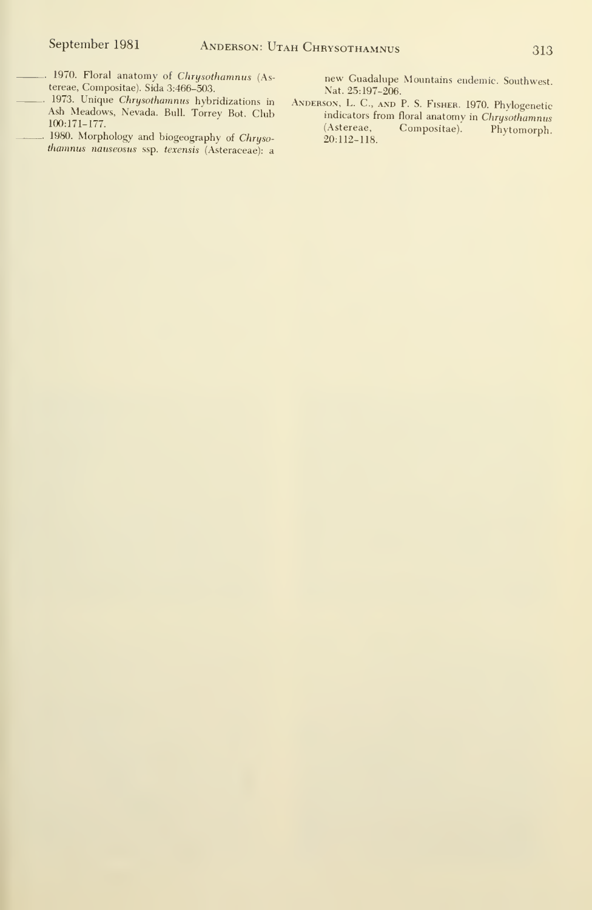———. 1970. Floral anatomy of *Chrysothamnus* (Astereae, Compositae). Sida 3:466–503.

———. 1973. Unique *Chrysothamnus* hybridizations in Ash Meadows, Nevada. Bull. Torrey Bot. Club 100:171–177.

———. 1980. Morphology and biogeography of *Chrysothamnus nauseosus* ssp. *texensis* (Asteraceae): a new Guadalupe Mountains endemic. Southwest. Nat. 25:197–206.

Anderson, L. C., and P. S. Fisher. 1970. Phylogenetic indicators from floral anatomy in *Chrysothamnus* (Astereae, Compositae). Phytomorph. 20:112–118.